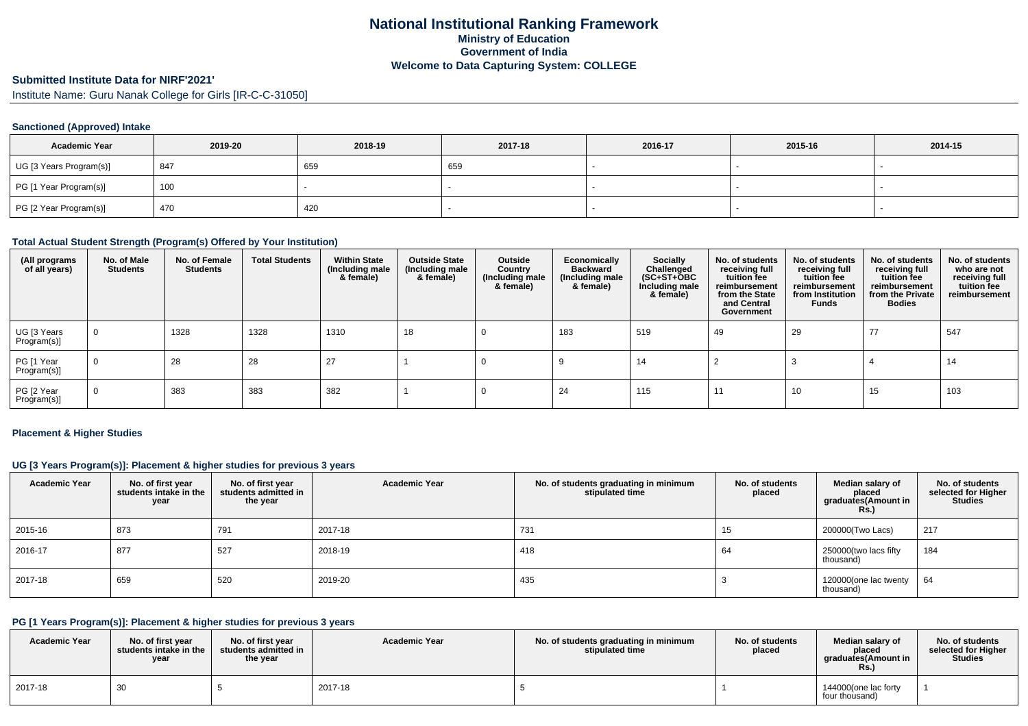# National Institutional Ranking Framework
## Ministry of Education
## Government of India
## Welcome to Data Capturing System: COLLEGE

### Submitted Institute Data for NIRF'2021'

Institute Name: Guru Nanak College for Girls [IR-C-C-31050]

#### Sanctioned (Approved) Intake

| Academic Year | 2019-20 | 2018-19 | 2017-18 | 2016-17 | 2015-16 | 2014-15 |
|---|---|---|---|---|---|---|
| UG [3 Years Program(s)] | 847 | 659 | 659 | - | - | - |
| PG [1 Year Program(s)] | 100 | - | - | - | - | - |
| PG [2 Year Program(s)] | 470 | 420 | - | - | - | - |

#### Total Actual Student Strength (Program(s) Offered by Your Institution)

| (All programs of all years) | No. of Male Students | No. of Female Students | Total Students | Within State (Including male & female) | Outside State (Including male & female) | Outside Country (Including male & female) | Economically Backward (Including male & female) | Socially Challenged (SC+ST+OBC Including male & female) | No. of students receiving full tuition fee reimbursement from the State and Central Government | No. of students receiving full tuition fee reimbursement from Institution Funds | No. of students receiving full tuition fee reimbursement from the Private Bodies | No. of students who are not receiving full tuition fee reimbursement |
|---|---|---|---|---|---|---|---|---|---|---|---|---|
| UG [3 Years Program(s)] | 0 | 1328 | 1328 | 1310 | 18 | 0 | 183 | 519 | 49 | 29 | 77 | 547 |
| PG [1 Year Program(s)] | 0 | 28 | 28 | 27 | 1 | 0 | 9 | 14 | 2 | 3 | 4 | 14 |
| PG [2 Year Program(s)] | 0 | 383 | 383 | 382 | 1 | 0 | 24 | 115 | 11 | 10 | 15 | 103 |

#### Placement & Higher Studies

#### UG [3 Years Program(s)]: Placement & higher studies for previous 3 years

| Academic Year | No. of first year students intake in the year | No. of first year students admitted in the year | Academic Year | No. of students graduating in minimum stipulated time | No. of students placed | Median salary of placed graduates(Amount in Rs.) | No. of students selected for Higher Studies |
|---|---|---|---|---|---|---|---|
| 2015-16 | 873 | 791 | 2017-18 | 731 | 15 | 200000(Two Lacs) | 217 |
| 2016-17 | 877 | 527 | 2018-19 | 418 | 64 | 250000(two lacs fifty thousand) | 184 |
| 2017-18 | 659 | 520 | 2019-20 | 435 | 3 | 120000(one lac twenty thousand) | 64 |

#### PG [1 Years Program(s)]: Placement & higher studies for previous 3 years

| Academic Year | No. of first year students intake in the year | No. of first year students admitted in the year | Academic Year | No. of students graduating in minimum stipulated time | No. of students placed | Median salary of placed graduates(Amount in Rs.) | No. of students selected for Higher Studies |
|---|---|---|---|---|---|---|---|
| 2017-18 | 30 | 5 | 2017-18 | 5 | 1 | 144000(one lac forty four thousand) | 1 |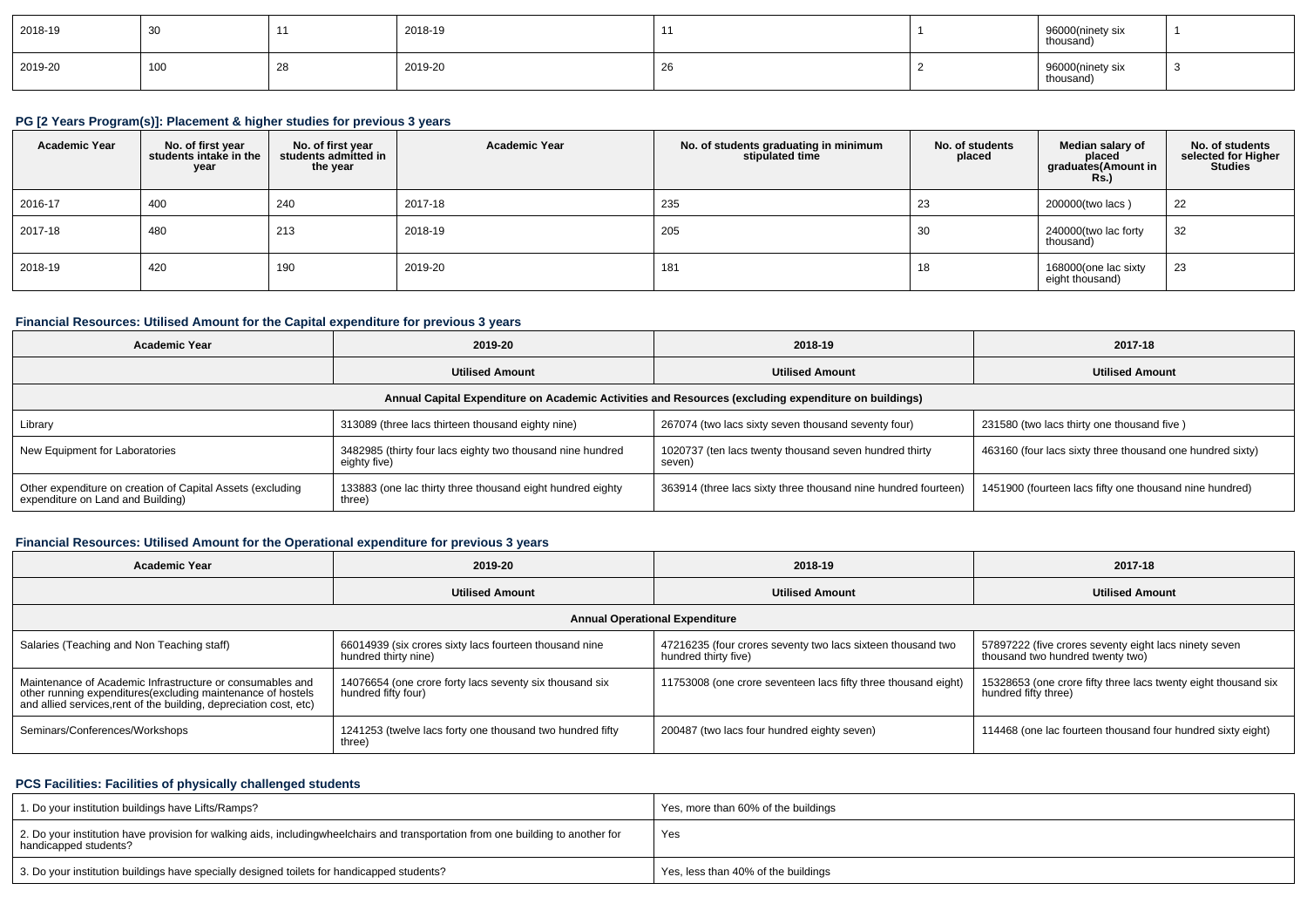| 2018-19 | 30 | 11 | 2018-19 | 11 | 1 | 96000(ninety six thousand) | 1 |
|---|---|---|---|---|---|---|---|
| 2019-20 | 100 | 28 | 2019-20 | 26 | 2 | 96000(ninety six thousand) | 3 |

### PG [2 Years Program(s)]: Placement & higher studies for previous 3 years

| Academic Year | No. of first year students intake in the year | No. of first year students admitted in the year | Academic Year | No. of students graduating in minimum stipulated time | No. of students placed | Median salary of placed graduates(Amount in Rs.) | No. of students selected for Higher Studies |
|---|---|---|---|---|---|---|---|
| 2016-17 | 400 | 240 | 2017-18 | 235 | 23 | 200000(two lacs ) | 22 |
| 2017-18 | 480 | 213 | 2018-19 | 205 | 30 | 240000(two lac forty thousand) | 32 |
| 2018-19 | 420 | 190 | 2019-20 | 181 | 18 | 168000(one lac sixty eight thousand) | 23 |

### Financial Resources: Utilised Amount for the Capital expenditure for previous 3 years

| Academic Year | 2019-20 | 2018-19 | 2017-18 |
|---|---|---|---|
| | Utilised Amount | Utilised Amount | Utilised Amount |
| Annual Capital Expenditure on Academic Activities and Resources (excluding expenditure on buildings) | | | |
| Library | 313089 (three lacs thirteen thousand eighty nine) | 267074 (two lacs sixty seven thousand seventy four) | 231580 (two lacs thirty one thousand five ) |
| New Equipment for Laboratories | 3482985 (thirty four lacs eighty two thousand nine hundred eighty five) | 1020737 (ten lacs twenty thousand seven hundred thirty seven) | 463160 (four lacs sixty three thousand one hundred sixty) |
| Other expenditure on creation of Capital Assets (excluding expenditure on Land and Building) | 133883 (one lac thirty three thousand eight hundred eighty three) | 363914 (three lacs sixty three thousand nine hundred fourteen) | 1451900 (fourteen lacs fifty one thousand nine hundred) |

### Financial Resources: Utilised Amount for the Operational expenditure for previous 3 years

| Academic Year | 2019-20 | 2018-19 | 2017-18 |
|---|---|---|---|
| | Utilised Amount | Utilised Amount | Utilised Amount |
| Annual Operational Expenditure | | | |
| Salaries (Teaching and Non Teaching staff) | 66014939 (six crores sixty lacs fourteen thousand nine hundred thirty nine) | 47216235 (four crores seventy two lacs sixteen thousand two hundred thirty five) | 57897222 (five crores seventy eight lacs ninety seven thousand two hundred twenty two) |
| Maintenance of Academic Infrastructure or consumables and other running expenditures(excluding maintenance of hostels and allied services,rent of the building, depreciation cost, etc) | 14076654 (one crore forty lacs seventy six thousand six hundred fifty four) | 11753008 (one crore seventeen lacs fifty three thousand eight) | 15328653 (one crore fifty three lacs twenty eight thousand six hundred fifty three) |
| Seminars/Conferences/Workshops | 1241253 (twelve lacs forty one thousand two hundred fifty three) | 200487 (two lacs four hundred eighty seven) | 114468 (one lac fourteen thousand four hundred sixty eight) |

### PCS Facilities: Facilities of physically challenged students

| | |
|---|---|
| 1. Do your institution buildings have Lifts/Ramps? | Yes, more than 60% of the buildings |
| 2. Do your institution have provision for walking aids, includingwheelchairs and transportation from one building to another for handicapped students? | Yes |
| 3. Do your institution buildings have specially designed toilets for handicapped students? | Yes, less than 40% of the buildings |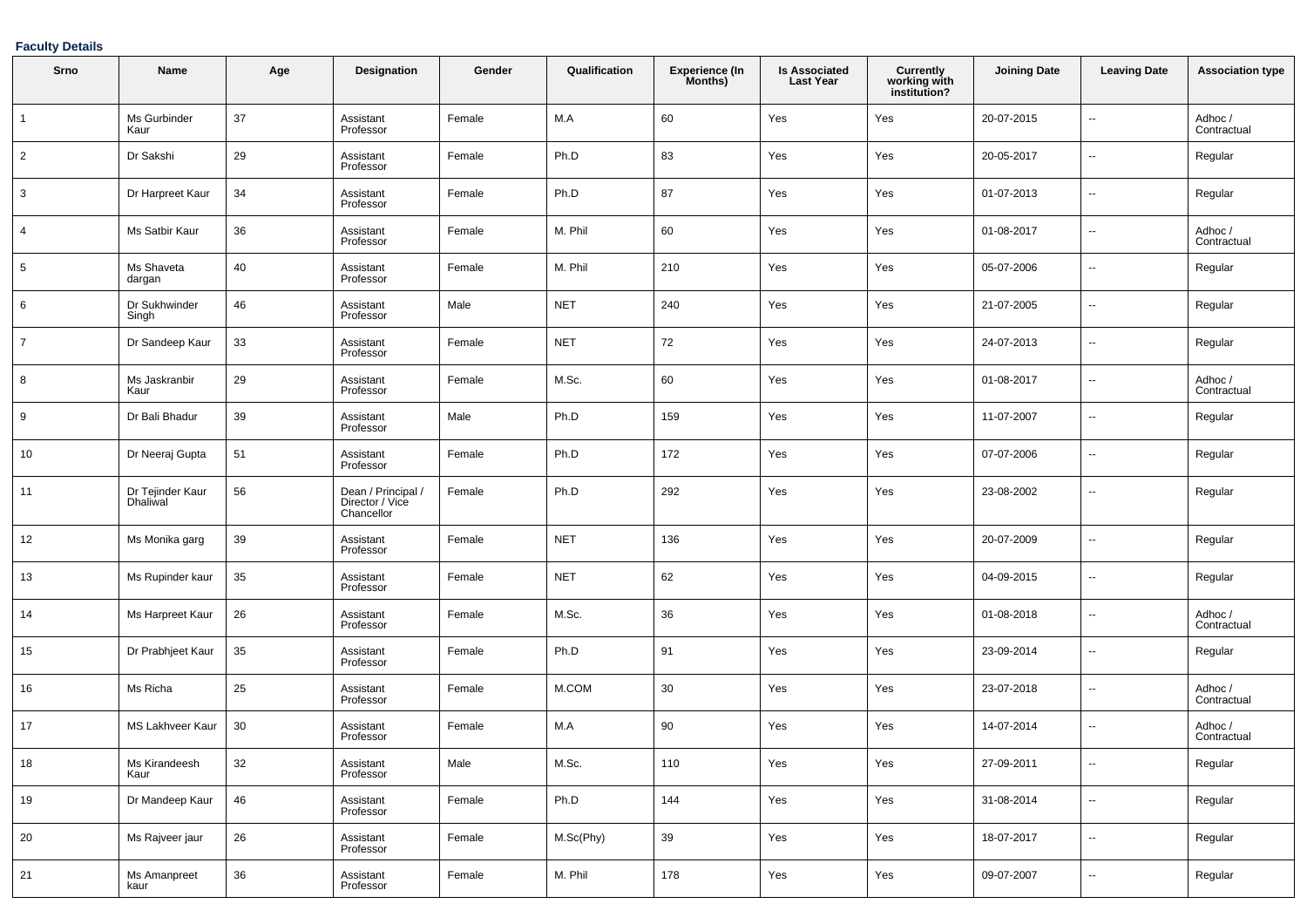**Faculty Details**

| Srno | Name | Age | Designation | Gender | Qualification | Experience (In Months) | Is Associated Last Year | Currently working with institution? | Joining Date | Leaving Date | Association type |
|---|---|---|---|---|---|---|---|---|---|---|---|
| 1 | Ms Gurbinder Kaur | 37 | Assistant Professor | Female | M.A | 60 | Yes | Yes | 20-07-2015 | -- | Adhoc / Contractual |
| 2 | Dr Sakshi | 29 | Assistant Professor | Female | Ph.D | 83 | Yes | Yes | 20-05-2017 | -- | Regular |
| 3 | Dr Harpreet Kaur | 34 | Assistant Professor | Female | Ph.D | 87 | Yes | Yes | 01-07-2013 | -- | Regular |
| 4 | Ms Satbir Kaur | 36 | Assistant Professor | Female | M. Phil | 60 | Yes | Yes | 01-08-2017 | -- | Adhoc / Contractual |
| 5 | Ms Shaveta dargan | 40 | Assistant Professor | Female | M. Phil | 210 | Yes | Yes | 05-07-2006 | -- | Regular |
| 6 | Dr Sukhwinder Singh | 46 | Assistant Professor | Male | NET | 240 | Yes | Yes | 21-07-2005 | -- | Regular |
| 7 | Dr Sandeep Kaur | 33 | Assistant Professor | Female | NET | 72 | Yes | Yes | 24-07-2013 | -- | Regular |
| 8 | Ms Jaskranbir Kaur | 29 | Assistant Professor | Female | M.Sc. | 60 | Yes | Yes | 01-08-2017 | -- | Adhoc / Contractual |
| 9 | Dr Bali Bhadur | 39 | Assistant Professor | Male | Ph.D | 159 | Yes | Yes | 11-07-2007 | -- | Regular |
| 10 | Dr Neeraj Gupta | 51 | Assistant Professor | Female | Ph.D | 172 | Yes | Yes | 07-07-2006 | -- | Regular |
| 11 | Dr Tejinder Kaur Dhaliwal | 56 | Dean / Principal / Director / Vice Chancellor | Female | Ph.D | 292 | Yes | Yes | 23-08-2002 | -- | Regular |
| 12 | Ms Monika garg | 39 | Assistant Professor | Female | NET | 136 | Yes | Yes | 20-07-2009 | -- | Regular |
| 13 | Ms Rupinder kaur | 35 | Assistant Professor | Female | NET | 62 | Yes | Yes | 04-09-2015 | -- | Regular |
| 14 | Ms Harpreet Kaur | 26 | Assistant Professor | Female | M.Sc. | 36 | Yes | Yes | 01-08-2018 | -- | Adhoc / Contractual |
| 15 | Dr Prabhjeet Kaur | 35 | Assistant Professor | Female | Ph.D | 91 | Yes | Yes | 23-09-2014 | -- | Regular |
| 16 | Ms Richa | 25 | Assistant Professor | Female | M.COM | 30 | Yes | Yes | 23-07-2018 | -- | Adhoc / Contractual |
| 17 | MS Lakhveer Kaur | 30 | Assistant Professor | Female | M.A | 90 | Yes | Yes | 14-07-2014 | -- | Adhoc / Contractual |
| 18 | Ms Kirandeesh Kaur | 32 | Assistant Professor | Male | M.Sc. | 110 | Yes | Yes | 27-09-2011 | -- | Regular |
| 19 | Dr Mandeep Kaur | 46 | Assistant Professor | Female | Ph.D | 144 | Yes | Yes | 31-08-2014 | -- | Regular |
| 20 | Ms Rajveer jaur | 26 | Assistant Professor | Female | M.Sc(Phy) | 39 | Yes | Yes | 18-07-2017 | -- | Regular |
| 21 | Ms Amanpreet kaur | 36 | Assistant Professor | Female | M. Phil | 178 | Yes | Yes | 09-07-2007 | -- | Regular |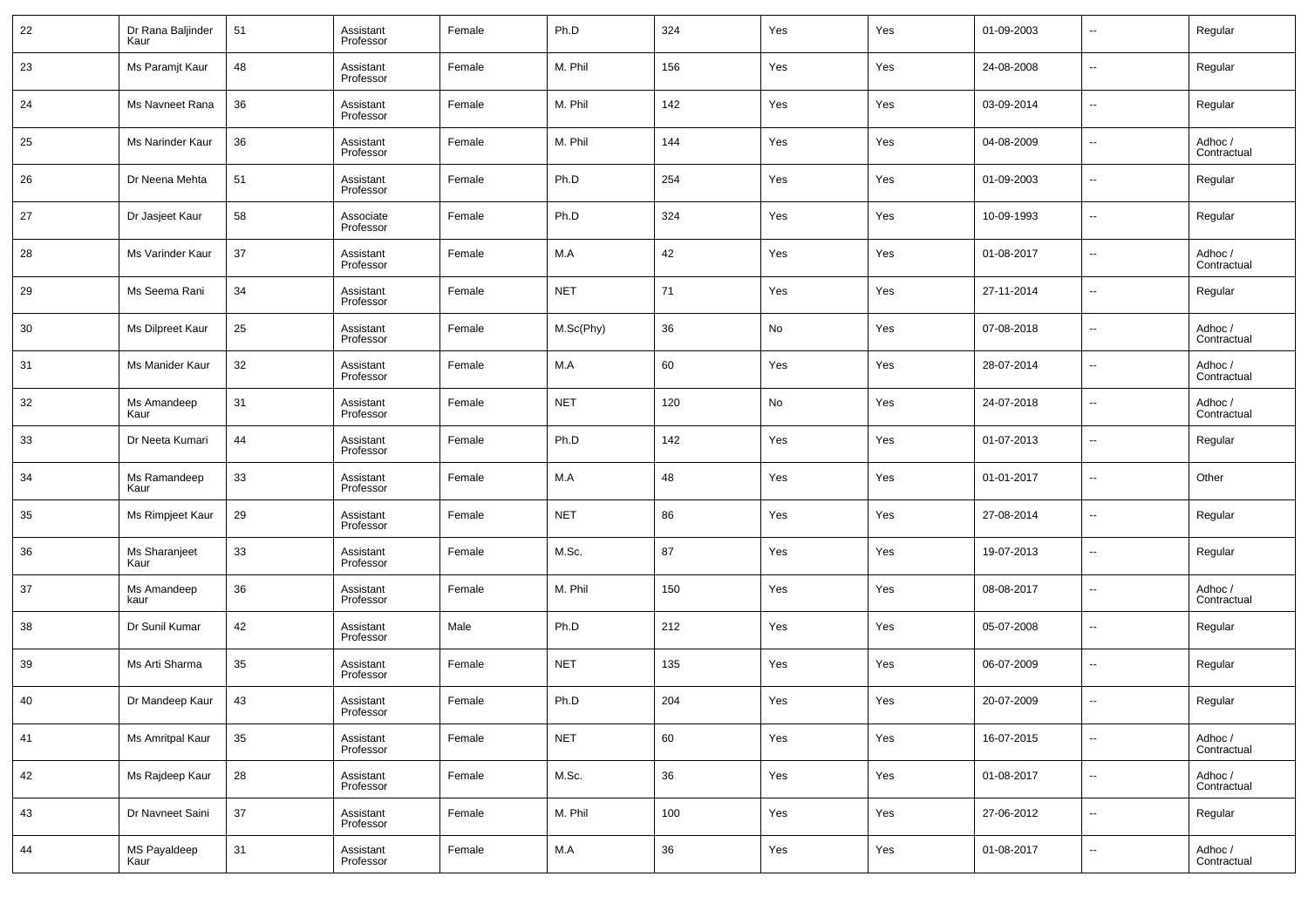| 22 | Dr Rana Baljinder Kaur | 51 | Assistant Professor | Female | Ph.D | 324 | Yes | Yes | 01-09-2003 | -- | Regular |
|---|---|---|---|---|---|---|---|---|---|---|---|
| 23 | Ms Paramjt Kaur | 48 | Assistant Professor | Female | M. Phil | 156 | Yes | Yes | 24-08-2008 | -- | Regular |
| 24 | Ms Navneet Rana | 36 | Assistant Professor | Female | M. Phil | 142 | Yes | Yes | 03-09-2014 | -- | Regular |
| 25 | Ms Narinder Kaur | 36 | Assistant Professor | Female | M. Phil | 144 | Yes | Yes | 04-08-2009 | -- | Adhoc / Contractual |
| 26 | Dr Neena Mehta | 51 | Assistant Professor | Female | Ph.D | 254 | Yes | Yes | 01-09-2003 | -- | Regular |
| 27 | Dr Jasjeet Kaur | 58 | Associate Professor | Female | Ph.D | 324 | Yes | Yes | 10-09-1993 | -- | Regular |
| 28 | Ms Varinder Kaur | 37 | Assistant Professor | Female | M.A | 42 | Yes | Yes | 01-08-2017 | -- | Adhoc / Contractual |
| 29 | Ms Seema Rani | 34 | Assistant Professor | Female | NET | 71 | Yes | Yes | 27-11-2014 | -- | Regular |
| 30 | Ms Dilpreet Kaur | 25 | Assistant Professor | Female | M.Sc(Phy) | 36 | No | Yes | 07-08-2018 | -- | Adhoc / Contractual |
| 31 | Ms Manider Kaur | 32 | Assistant Professor | Female | M.A | 60 | Yes | Yes | 28-07-2014 | -- | Adhoc / Contractual |
| 32 | Ms Amandeep Kaur | 31 | Assistant Professor | Female | NET | 120 | No | Yes | 24-07-2018 | -- | Adhoc / Contractual |
| 33 | Dr Neeta Kumari | 44 | Assistant Professor | Female | Ph.D | 142 | Yes | Yes | 01-07-2013 | -- | Regular |
| 34 | Ms Ramandeep Kaur | 33 | Assistant Professor | Female | M.A | 48 | Yes | Yes | 01-01-2017 | -- | Other |
| 35 | Ms Rimpjeet Kaur | 29 | Assistant Professor | Female | NET | 86 | Yes | Yes | 27-08-2014 | -- | Regular |
| 36 | Ms Sharanjeet Kaur | 33 | Assistant Professor | Female | M.Sc. | 87 | Yes | Yes | 19-07-2013 | -- | Regular |
| 37 | Ms Amandeep kaur | 36 | Assistant Professor | Female | M. Phil | 150 | Yes | Yes | 08-08-2017 | -- | Adhoc / Contractual |
| 38 | Dr Sunil Kumar | 42 | Assistant Professor | Male | Ph.D | 212 | Yes | Yes | 05-07-2008 | -- | Regular |
| 39 | Ms Arti Sharma | 35 | Assistant Professor | Female | NET | 135 | Yes | Yes | 06-07-2009 | -- | Regular |
| 40 | Dr Mandeep Kaur | 43 | Assistant Professor | Female | Ph.D | 204 | Yes | Yes | 20-07-2009 | -- | Regular |
| 41 | Ms Amritpal Kaur | 35 | Assistant Professor | Female | NET | 60 | Yes | Yes | 16-07-2015 | -- | Adhoc / Contractual |
| 42 | Ms Rajdeep Kaur | 28 | Assistant Professor | Female | M.Sc. | 36 | Yes | Yes | 01-08-2017 | -- | Adhoc / Contractual |
| 43 | Dr Navneet Saini | 37 | Assistant Professor | Female | M. Phil | 100 | Yes | Yes | 27-06-2012 | -- | Regular |
| 44 | MS Payaldeep Kaur | 31 | Assistant Professor | Female | M.A | 36 | Yes | Yes | 01-08-2017 | -- | Adhoc / Contractual |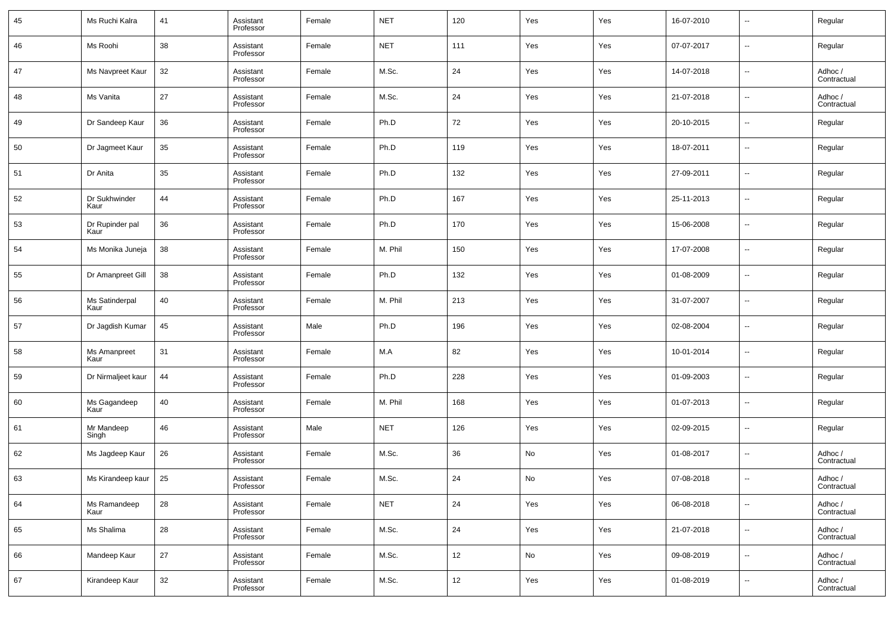| | | | | | | | | | | | |
|---|---|---|---|---|---|---|---|---|---|---|---|
| 45 | Ms Ruchi Kalra | 41 | Assistant Professor | Female | NET | 120 | Yes | Yes | 16-07-2010 | -- | Regular |
| 46 | Ms Roohi | 38 | Assistant Professor | Female | NET | 111 | Yes | Yes | 07-07-2017 | -- | Regular |
| 47 | Ms Navpreet Kaur | 32 | Assistant Professor | Female | M.Sc. | 24 | Yes | Yes | 14-07-2018 | -- | Adhoc / Contractual |
| 48 | Ms Vanita | 27 | Assistant Professor | Female | M.Sc. | 24 | Yes | Yes | 21-07-2018 | -- | Adhoc / Contractual |
| 49 | Dr Sandeep Kaur | 36 | Assistant Professor | Female | Ph.D | 72 | Yes | Yes | 20-10-2015 | -- | Regular |
| 50 | Dr Jagmeet Kaur | 35 | Assistant Professor | Female | Ph.D | 119 | Yes | Yes | 18-07-2011 | -- | Regular |
| 51 | Dr Anita | 35 | Assistant Professor | Female | Ph.D | 132 | Yes | Yes | 27-09-2011 | -- | Regular |
| 52 | Dr Sukhwinder Kaur | 44 | Assistant Professor | Female | Ph.D | 167 | Yes | Yes | 25-11-2013 | -- | Regular |
| 53 | Dr Rupinder pal Kaur | 36 | Assistant Professor | Female | Ph.D | 170 | Yes | Yes | 15-06-2008 | -- | Regular |
| 54 | Ms Monika Juneja | 38 | Assistant Professor | Female | M. Phil | 150 | Yes | Yes | 17-07-2008 | -- | Regular |
| 55 | Dr Amanpreet Gill | 38 | Assistant Professor | Female | Ph.D | 132 | Yes | Yes | 01-08-2009 | -- | Regular |
| 56 | Ms Satinderpal Kaur | 40 | Assistant Professor | Female | M. Phil | 213 | Yes | Yes | 31-07-2007 | -- | Regular |
| 57 | Dr Jagdish Kumar | 45 | Assistant Professor | Male | Ph.D | 196 | Yes | Yes | 02-08-2004 | -- | Regular |
| 58 | Ms Amanpreet Kaur | 31 | Assistant Professor | Female | M.A | 82 | Yes | Yes | 10-01-2014 | -- | Regular |
| 59 | Dr Nirmaljeet kaur | 44 | Assistant Professor | Female | Ph.D | 228 | Yes | Yes | 01-09-2003 | -- | Regular |
| 60 | Ms Gagandeep Kaur | 40 | Assistant Professor | Female | M. Phil | 168 | Yes | Yes | 01-07-2013 | -- | Regular |
| 61 | Mr Mandeep Singh | 46 | Assistant Professor | Male | NET | 126 | Yes | Yes | 02-09-2015 | -- | Regular |
| 62 | Ms Jagdeep Kaur | 26 | Assistant Professor | Female | M.Sc. | 36 | No | Yes | 01-08-2017 | -- | Adhoc / Contractual |
| 63 | Ms Kirandeep kaur | 25 | Assistant Professor | Female | M.Sc. | 24 | No | Yes | 07-08-2018 | -- | Adhoc / Contractual |
| 64 | Ms Ramandeep Kaur | 28 | Assistant Professor | Female | NET | 24 | Yes | Yes | 06-08-2018 | -- | Adhoc / Contractual |
| 65 | Ms Shalima | 28 | Assistant Professor | Female | M.Sc. | 24 | Yes | Yes | 21-07-2018 | -- | Adhoc / Contractual |
| 66 | Mandeep Kaur | 27 | Assistant Professor | Female | M.Sc. | 12 | No | Yes | 09-08-2019 | -- | Adhoc / Contractual |
| 67 | Kirandeep Kaur | 32 | Assistant Professor | Female | M.Sc. | 12 | Yes | Yes | 01-08-2019 | -- | Adhoc / Contractual |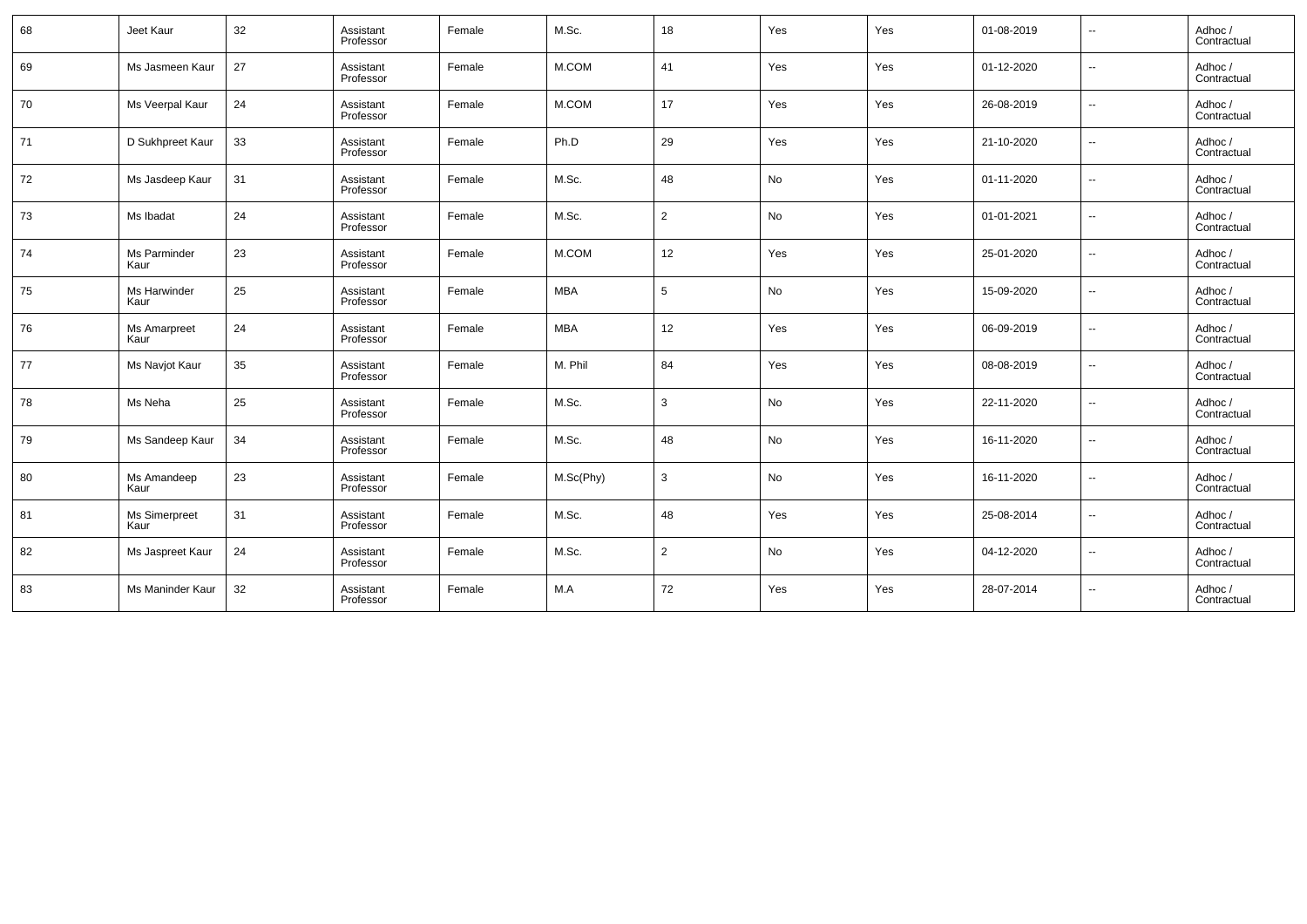| | | | | | | | | | | | |
|---|---|---|---|---|---|---|---|---|---|---|---|
| 68 | Jeet Kaur | 32 | Assistant Professor | Female | M.Sc. | 18 | Yes | Yes | 01-08-2019 | -- | Adhoc / Contractual |
| 69 | Ms Jasmeen Kaur | 27 | Assistant Professor | Female | M.COM | 41 | Yes | Yes | 01-12-2020 | -- | Adhoc / Contractual |
| 70 | Ms Veerpal Kaur | 24 | Assistant Professor | Female | M.COM | 17 | Yes | Yes | 26-08-2019 | -- | Adhoc / Contractual |
| 71 | D Sukhpreet Kaur | 33 | Assistant Professor | Female | Ph.D | 29 | Yes | Yes | 21-10-2020 | -- | Adhoc / Contractual |
| 72 | Ms Jasdeep Kaur | 31 | Assistant Professor | Female | M.Sc. | 48 | No | Yes | 01-11-2020 | -- | Adhoc / Contractual |
| 73 | Ms Ibadat | 24 | Assistant Professor | Female | M.Sc. | 2 | No | Yes | 01-01-2021 | -- | Adhoc / Contractual |
| 74 | Ms Parminder Kaur | 23 | Assistant Professor | Female | M.COM | 12 | Yes | Yes | 25-01-2020 | -- | Adhoc / Contractual |
| 75 | Ms Harwinder Kaur | 25 | Assistant Professor | Female | MBA | 5 | No | Yes | 15-09-2020 | -- | Adhoc / Contractual |
| 76 | Ms Amarpreet Kaur | 24 | Assistant Professor | Female | MBA | 12 | Yes | Yes | 06-09-2019 | -- | Adhoc / Contractual |
| 77 | Ms Navjot Kaur | 35 | Assistant Professor | Female | M. Phil | 84 | Yes | Yes | 08-08-2019 | -- | Adhoc / Contractual |
| 78 | Ms Neha | 25 | Assistant Professor | Female | M.Sc. | 3 | No | Yes | 22-11-2020 | -- | Adhoc / Contractual |
| 79 | Ms Sandeep Kaur | 34 | Assistant Professor | Female | M.Sc. | 48 | No | Yes | 16-11-2020 | -- | Adhoc / Contractual |
| 80 | Ms Amandeep Kaur | 23 | Assistant Professor | Female | M.Sc(Phy) | 3 | No | Yes | 16-11-2020 | -- | Adhoc / Contractual |
| 81 | Ms Simerpreet Kaur | 31 | Assistant Professor | Female | M.Sc. | 48 | Yes | Yes | 25-08-2014 | -- | Adhoc / Contractual |
| 82 | Ms Jaspreet Kaur | 24 | Assistant Professor | Female | M.Sc. | 2 | No | Yes | 04-12-2020 | -- | Adhoc / Contractual |
| 83 | Ms Maninder Kaur | 32 | Assistant Professor | Female | M.A | 72 | Yes | Yes | 28-07-2014 | -- | Adhoc / Contractual |